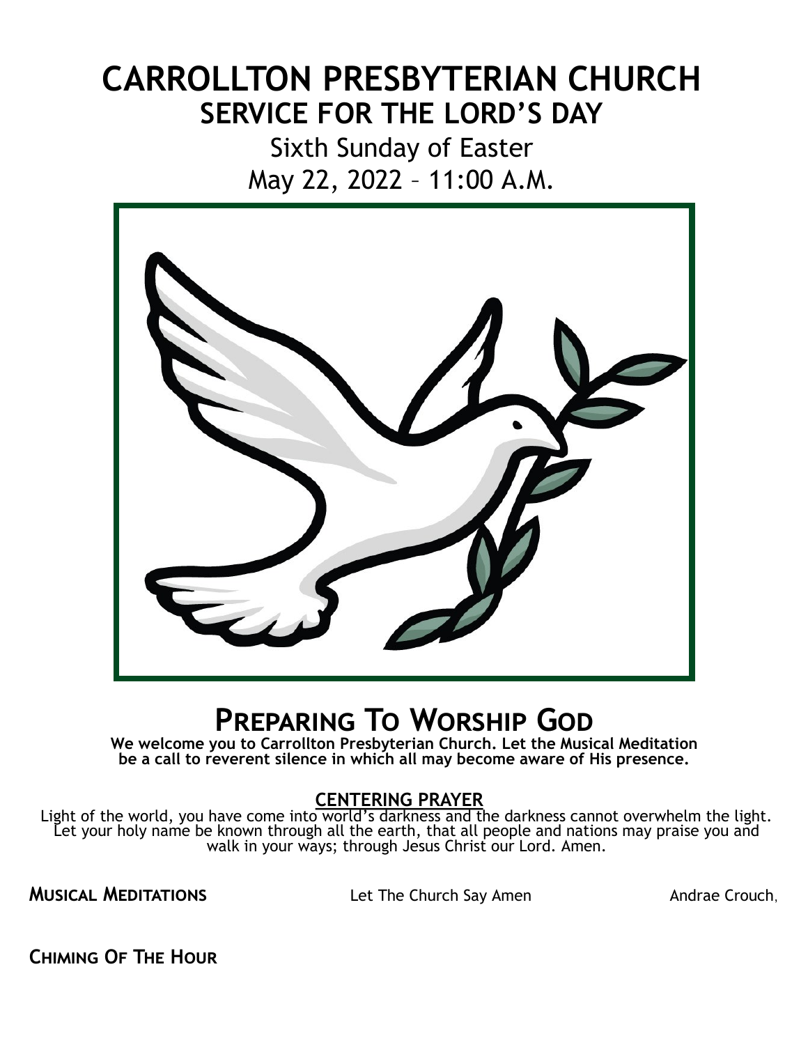# CARROLLTON PRESBYTERIAN CHURCH

## SERVICE FOR THE LORD'S DAY

Sixth Sunday of Easter

May 22, 2022 – 11:00 A.M.

## PREPARING TO WORSHIP GOD

**We welcome you to Carrollton Presbyterian Church. Let the Musical Meditation be a call to reverent silence in which all may become aware of His presence.**

**CENTERING PRAYER**

Light of the world, you have come into world's darkness and the darkness cannot overwhelm the light. Let your holy name be known through all the earth, that all people and nations may praise you and walk in your ways; through Jesus Christ our Lord. Amen.

**MUSICAL MEDITATIONS** Let The Church Say Amen Andrae Crouch,

**CHIMING OF THE HOUR**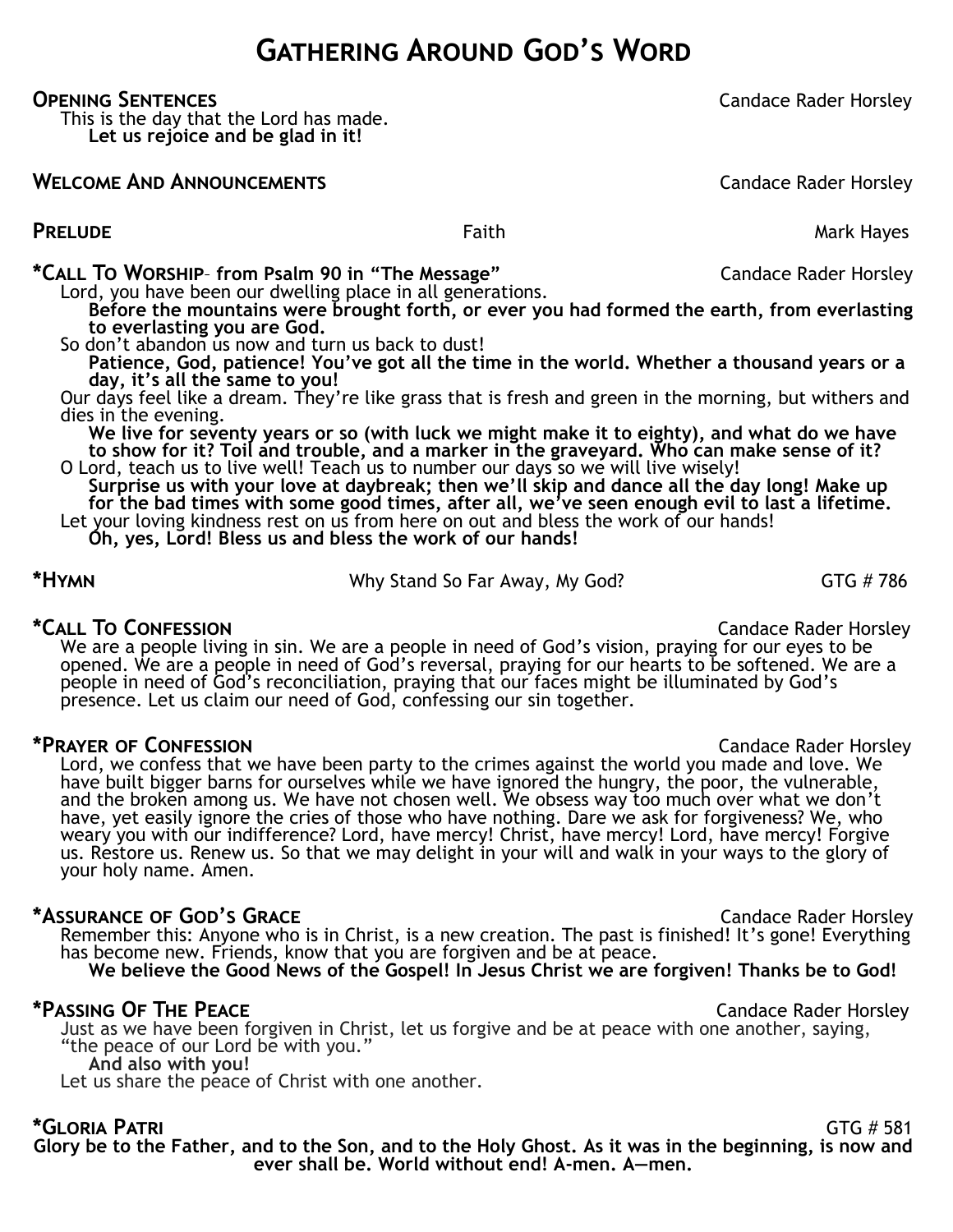# Gathering Around God's Word

**Opening Sentences** Candace Rader Horsley

This is the day that the Lord has made.

**Let us rejoice and be glad in it!**

**Welcome And Announcements** Candace Rader Horsley

**Prelude** Faith Mark Hayes

**\*Call To Worship– from Psalm 90 in "The Message"** Candace Rader Horsley

Lord, you have been our dwelling place in all generations.

**Before the mountains were brought forth, or ever you had formed the earth, from everlasting to everlasting you are God.**

So don't abandon us now and turn us back to dust!

**Patience, God, patience! You've got all the time in the world. Whether a thousand years or a day, it's all the same to you!**

Our days feel like a dream. They're like grass that is fresh and green in the morning, but withers and dies in the evening.

**We live for seventy years or so (with luck we might make it to eighty), and what do we have to show for it? Toil and trouble, and a marker in the graveyard. Who can make sense of it?**

O Lord, teach us to live well! Teach us to number our days so we will live wisely!

**Surprise us with your love at daybreak; then we'll skip and dance all the day long! Make up for the bad times with some good times, after all, we've seen enough evil to last a lifetime.**

Let your loving kindness rest on us from here on out and bless the work of our hands!

**Oh, yes, Lord! Bless us and bless the work of our hands!**

**\*Hymn** Why Stand So Far Away, My God? GTG # 786

**\*Call To Confession** Candace Rader Horsley

We are a people living in sin. We are a people in need of God's vision, praying for our eyes to be opened. We are a people in need of God's reversal, praying for our hearts to be softened. We are a people in need of God's reconciliation, praying that our faces might be illuminated by God's presence. Let us claim our need of God, confessing our sin together.

**\*Prayer of Confession** Candace Rader Horsley

Lord, we confess that we have been party to the crimes against the world you made and love. We have built bigger barns for ourselves while we have ignored the hungry, the poor, the vulnerable, and the broken among us. We have not chosen well. We obsess way too much over what we don't have, yet easily ignore the cries of those who have nothing. Dare we ask for forgiveness? We, who weary you with our indifference? Lord, have mercy! Christ, have mercy! Lord, have mercy! Forgive us. Restore us. Renew us. So that we may delight in your will and walk in your ways to the glory of your holy name. Amen.

**\*Assurance of God's Grace** Candace Rader Horsley

Remember this: Anyone who is in Christ, is a new creation. The past is finished! It's gone! Everything has become new. Friends, know that you are forgiven and be at peace.

**We believe the Good News of the Gospel! In Jesus Christ we are forgiven! Thanks be to God!**

**\*Passing Of The Peace** Candace Rader Horsley

Just as we have been forgiven in Christ, let us forgive and be at peace with one another, saying, "the peace of our Lord be with you."

**And also with you!**

Let us share the peace of Christ with one another.

**\*Gloria Patri** GTG # 581

**Glory be to the Father, and to the Son, and to the Holy Ghost. As it was in the beginning, is now and ever shall be. World without end! A-men. A—men.**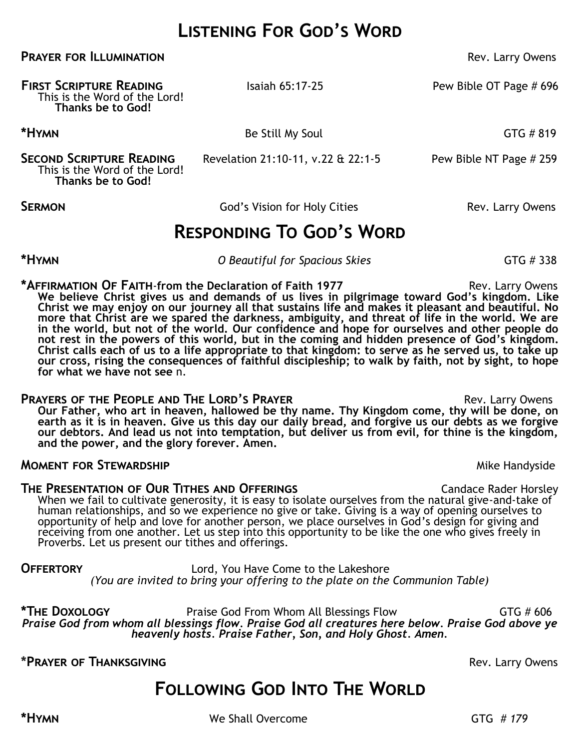# Listening For God's Word

**Prayer for Illumination** Rev. Larry Owens

**First Scripture Reading** Isaiah 65:17-25 Pew Bible OT Page # 696
This is the Word of the Lord!
**Thanks be to God!**

**\*Hymn** Be Still My Soul GTG # 819

**Second Scripture Reading** Revelation 21:10-11, v.22 & 22:1-5 Pew Bible NT Page # 259
This is the Word of the Lord!
**Thanks be to God!**

**Sermon** God's Vision for Holy Cities Rev. Larry Owens

# Responding To God's Word

**\*Hymn** *O Beautiful for Spacious Skies* GTG # 338

**\*Affirmation Of Faith-from the Declaration of Faith 1977** Rev. Larry Owens
**We believe Christ gives us and demands of us lives in pilgrimage toward God's kingdom. Like Christ we may enjoy on our journey all that sustains life and makes it pleasant and beautiful. No more that Christ are we spared the darkness, ambiguity, and threat of life in the world. We are in the world, but not of the world. Our confidence and hope for ourselves and other people do not rest in the powers of this world, but in the coming and hidden presence of God's kingdom. Christ calls each of us to a life appropriate to that kingdom: to serve as he served us, to take up our cross, rising the consequences of faithful discipleship; to walk by faith, not by sight, to hope for what we have not see** n.

**Prayers of the People and The Lord's Prayer** Rev. Larry Owens
**Our Father, who art in heaven, hallowed be thy name. Thy Kingdom come, thy will be done, on earth as it is in heaven. Give us this day our daily bread, and forgive us our debts as we forgive our debtors. And lead us not into temptation, but deliver us from evil, for thine is the kingdom, and the power, and the glory forever. Amen.**

**Moment for Stewardship** Mike Handyside

**The Presentation of Our Tithes and Offerings** Candace Rader Horsley
When we fail to cultivate generosity, it is easy to isolate ourselves from the natural give-and-take of human relationships, and so we experience no give or take. Giving is a way of opening ourselves to opportunity of help and love for another person, we place ourselves in God's design for giving and receiving from one another. Let us step into this opportunity to be like the one who gives freely in Proverbs. Let us present our tithes and offerings.

**Offertory** Lord, You Have Come to the Lakeshore
*(You are invited to bring your offering to the plate on the Communion Table)*

**\*The Doxology** Praise God From Whom All Blessings Flow GTG # 606
***Praise God from whom all blessings flow. Praise God all creatures here below. Praise God above ye heavenly hosts. Praise Father, Son, and Holy Ghost. Amen.***

**\*Prayer of Thanksgiving** Rev. Larry Owens

# Following God Into The World

**\*Hymn** We Shall Overcome GTG *# 179*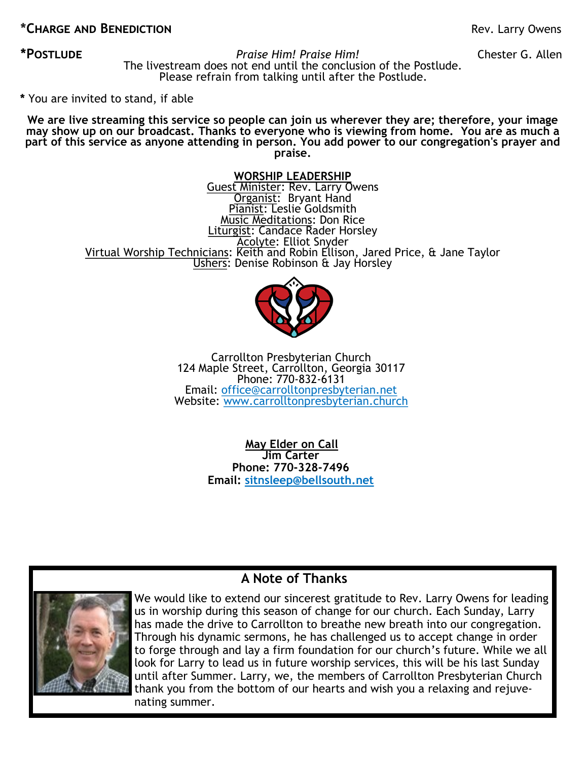**\*CHARGE AND BENEDICTION** Rev. Larry Owens

**\*POSTLUDE** *Praise Him! Praise Him!* Chester G. Allen

The livestream does not end until the conclusion of the Postlude.
Please refrain from talking until after the Postlude.

**\*** You are invited to stand, if able

**We are live streaming this service so people can join us wherever they are; therefore, your image may show up on our broadcast. Thanks to everyone who is viewing from home. You add power to our congregation's prayer and praise. You are as much a part of this service as anyone attending in person.**

**WORSHIP LEADERSHIP**

Guest Minister: Rev. Larry Owens
Organist: Bryant Hand
Pianist: Leslie Goldsmith
Music Meditations: Don Rice
Liturgist: Candace Rader Horsley
Acolyte: Elliot Snyder
Virtual Worship Technicians: Keith and Robin Ellison, Jared Price, & Jane Taylor
Ushers: Denise Robinson & Jay Horsley

Carrollton Presbyterian Church
124 Maple Street, Carrollton, Georgia 30117
Phone: 770-832-6131
Email: office@carrolltonpresbyterian.net
Website: www.carrolltonpresbyterian.church

**May Elder on Call**
**Jim Carter**
**Phone: 770-328-7496**
**Email: sitnsleep@bellsouth.net**

## A Note of Thanks

We would like to extend our sincerest gratitude to Rev. Larry Owens for leading us in worship during this season of change for our church. Each Sunday, Larry has made the drive to Carrollton to breathe new breath into our congregation. Through his dynamic sermons, he has challenged us to accept change in order to forge through and lay a firm foundation for our church's future. While we all look for Larry to lead us in future worship services, this will be his last Sunday until after Summer. Larry, we, the members of Carrollton Presbyterian Church thank you from the bottom of our hearts and wish you a relaxing and rejuvenating summer.